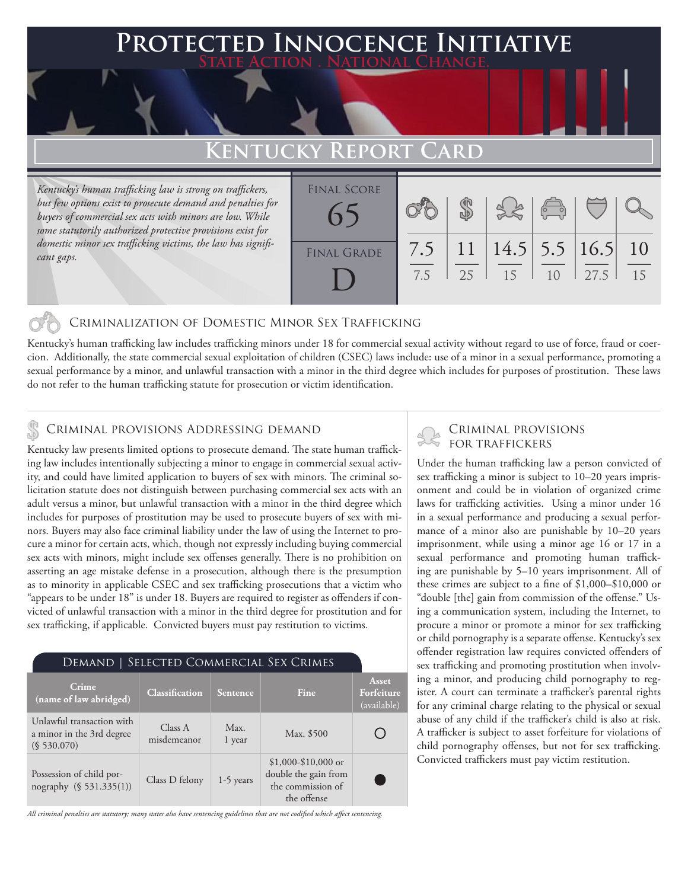# Protected Innocence Initiative

**State Action . National Change.**

## Kentucky Report Card

*Kentucky's human trafficking law is strong on traffickers, but few options exist to prosecute demand and penalties for buyers of commercial sex acts with minors are low. While some statutorily authorized protective provisions exist for domestic minor sex trafficking victims, the law has significant gaps.*

| Final Score | Final Grade |
|---|---|
| 65 | D |

| Criminalization | Demand | Traffickers | Facilitators | Protective Provisions | Investigation |
|---|---|---|---|---|---|
| 7.5 / 7.5 | 11 / 25 | 14.5 / 15 | 5.5 / 10 | 16.5 / 27.5 | 10 / 15 |

### Criminalization of Domestic Minor Sex Trafficking

Kentucky's human trafficking law includes trafficking minors under 18 for commercial sexual activity without regard to use of force, fraud or coercion. Additionally, the state commercial sexual exploitation of children (CSEC) laws include: use of a minor in a sexual performance, promoting a sexual performance by a minor, and unlawful transaction with a minor in the third degree which includes for purposes of prostitution. These laws do not refer to the human trafficking statute for prosecution or victim identification.

### Criminal provisions Addressing demand

Kentucky law presents limited options to prosecute demand. The state human trafficking law includes intentionally subjecting a minor to engage in commercial sexual activity, and could have limited application to buyers of sex with minors. The criminal solicitation statute does not distinguish between purchasing commercial sex acts with an adult versus a minor, but unlawful transaction with a minor in the third degree which includes for purposes of prostitution may be used to prosecute buyers of sex with minors. Buyers may also face criminal liability under the law of using the Internet to procure a minor for certain acts, which, though not expressly including buying commercial sex acts with minors, might include sex offenses generally. There is no prohibition on asserting an age mistake defense in a prosecution, although there is the presumption as to minority in applicable CSEC and sex trafficking prosecutions that a victim who "appears to be under 18" is under 18. Buyers are required to register as offenders if convicted of unlawful transaction with a minor in the third degree for prostitution and for sex trafficking, if applicable. Convicted buyers must pay restitution to victims.

**Demand | Selected Commercial Sex Crimes**

| Crime (name of law abridged) | Classification | Sentence | Fine | Asset Forfeiture (available) |
|---|---|---|---|---|
| Unlawful transaction with a minor in the 3rd degree (§ 530.070) | Class A misdemeanor | Max. 1 year | Max. $500 | ○ |
| Possession of child pornography (§ 531.335(1)) | Class D felony | 1-5 years | $1,000-$10,000 or double the gain from the commission of the offense | ● |

*All criminal penalties are statutory; many states also have sentencing guidelines that are not codified which affect sentencing.*

### Criminal provisions for traffickers

Under the human trafficking law a person convicted of sex trafficking a minor is subject to 10–20 years imprisonment and could be in violation of organized crime laws for trafficking activities. Using a minor under 16 in a sexual performance and producing a sexual performance of a minor also are punishable by 10–20 years imprisonment, while using a minor age 16 or 17 in a sexual performance and promoting human trafficking are punishable by 5–10 years imprisonment. All of these crimes are subject to a fine of $1,000–$10,000 or "double [the] gain from commission of the offense." Using a communication system, including the Internet, to procure a minor or promote a minor for sex trafficking or child pornography is a separate offense. Kentucky's sex offender registration law requires convicted offenders of sex trafficking and promoting prostitution when involving a minor, and producing child pornography to register. A court can terminate a trafficker's parental rights for any criminal charge relating to the physical or sexual abuse of any child if the trafficker's child is also at risk. A trafficker is subject to asset forfeiture for violations of child pornography offenses, but not for sex trafficking. Convicted traffickers must pay victim restitution.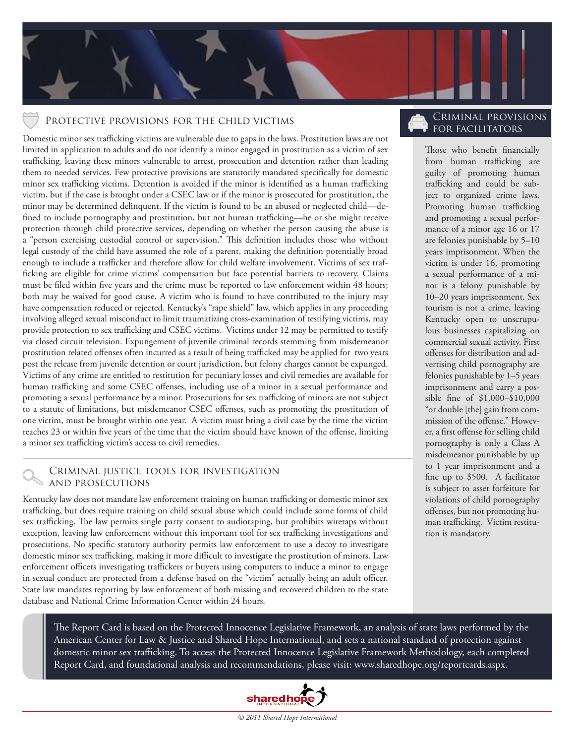## Protective provisions for the child victims

Domestic minor sex trafficking victims are vulnerable due to gaps in the laws. Prostitution laws are not limited in application to adults and do not identify a minor engaged in prostitution as a victim of sex trafficking, leaving these minors vulnerable to arrest, prosecution and detention rather than leading them to needed services. Few protective provisions are statutorily mandated specifically for domestic minor sex trafficking victims. Detention is avoided if the minor is identified as a human trafficking victim, but if the case is brought under a CSEC law or if the minor is prosecuted for prostitution, the minor may be determined delinquent. If the victim is found to be an abused or neglected child—defined to include pornography and prostitution, but not human trafficking—he or she might receive protection through child protective services, depending on whether the person causing the abuse is a "person exercising custodial control or supervision." This definition includes those who without legal custody of the child have assumed the role of a parent, making the definition potentially broad enough to include a trafficker and therefore allow for child welfare involvement. Victims of sex trafficking are eligible for crime victims' compensation but face potential barriers to recovery. Claims must be filed within five years and the crime must be reported to law enforcement within 48 hours; both may be waived for good cause. A victim who is found to have contributed to the injury may have compensation reduced or rejected. Kentucky's "rape shield" law, which applies in any proceeding involving alleged sexual misconduct to limit traumatizing cross-examination of testifying victims, may provide protection to sex trafficking and CSEC victims. Victims under 12 may be permitted to testify via closed circuit television. Expungement of juvenile criminal records stemming from misdemeanor prostitution related offenses often incurred as a result of being trafficked may be applied for two years post the release from juvenile detention or court jurisdiction, but felony charges cannot be expunged. Victims of any crime are entitled to restitution for pecuniary losses and civil remedies are available for human trafficking and some CSEC offenses, including use of a minor in a sexual performance and promoting a sexual performance by a minor. Prosecutions for sex trafficking of minors are not subject to a statute of limitations, but misdemeanor CSEC offenses, such as promoting the prostitution of one victim, must be brought within one year. A victim must bring a civil case by the time the victim reaches 23 or within five years of the time that the victim should have known of the offense, limiting a minor sex trafficking victim's access to civil remedies.

## Criminal justice tools for investigation and prosecutions

Kentucky law does not mandate law enforcement training on human trafficking or domestic minor sex trafficking, but does require training on child sexual abuse which could include some forms of child sex trafficking. The law permits single party consent to audiotaping, but prohibits wiretaps without exception, leaving law enforcement without this important tool for sex trafficking investigations and prosecutions. No specific statutory authority permits law enforcement to use a decoy to investigate domestic minor sex trafficking, making it more difficult to investigate the prostitution of minors. Law enforcement officers investigating traffickers or buyers using computers to induce a minor to engage in sexual conduct are protected from a defense based on the "victim" actually being an adult officer. State law mandates reporting by law enforcement of both missing and recovered children to the state database and National Crime Information Center within 24 hours.

## Criminal provisions for facilitators

Those who benefit financially from human trafficking are guilty of promoting human trafficking and could be subject to organized crime laws. Promoting human trafficking and promoting a sexual performance of a minor age 16 or 17 are felonies punishable by 5–10 years imprisonment. When the victim is under 16, promoting a sexual performance of a minor is a felony punishable by 10–20 years imprisonment. Sex tourism is not a crime, leaving Kentucky open to unscrupulous businesses capitalizing on commercial sexual activity. First offenses for distribution and advertising child pornography are felonies punishable by 1–5 years imprisonment and carry a possible fine of $1,000–$10,000 "or double [the] gain from commission of the offense." However, a first offense for selling child pornography is only a Class A misdemeanor punishable by up to 1 year imprisonment and a fine up to $500. A facilitator is subject to asset forfeiture for violations of child pornography offenses, but not promoting human trafficking. Victim restitution is mandatory.

The Report Card is based on the Protected Innocence Legislative Framework, an analysis of state laws performed by the American Center for Law & Justice and Shared Hope International, and sets a national standard of protection against domestic minor sex trafficking. To access the Protected Innocence Legislative Framework Methodology, each completed Report Card, and foundational analysis and recommendations, please visit: www.sharedhope.org/reportcards.aspx.

sharedhope INTERNATIONAL

*© 2011 Shared Hope International*